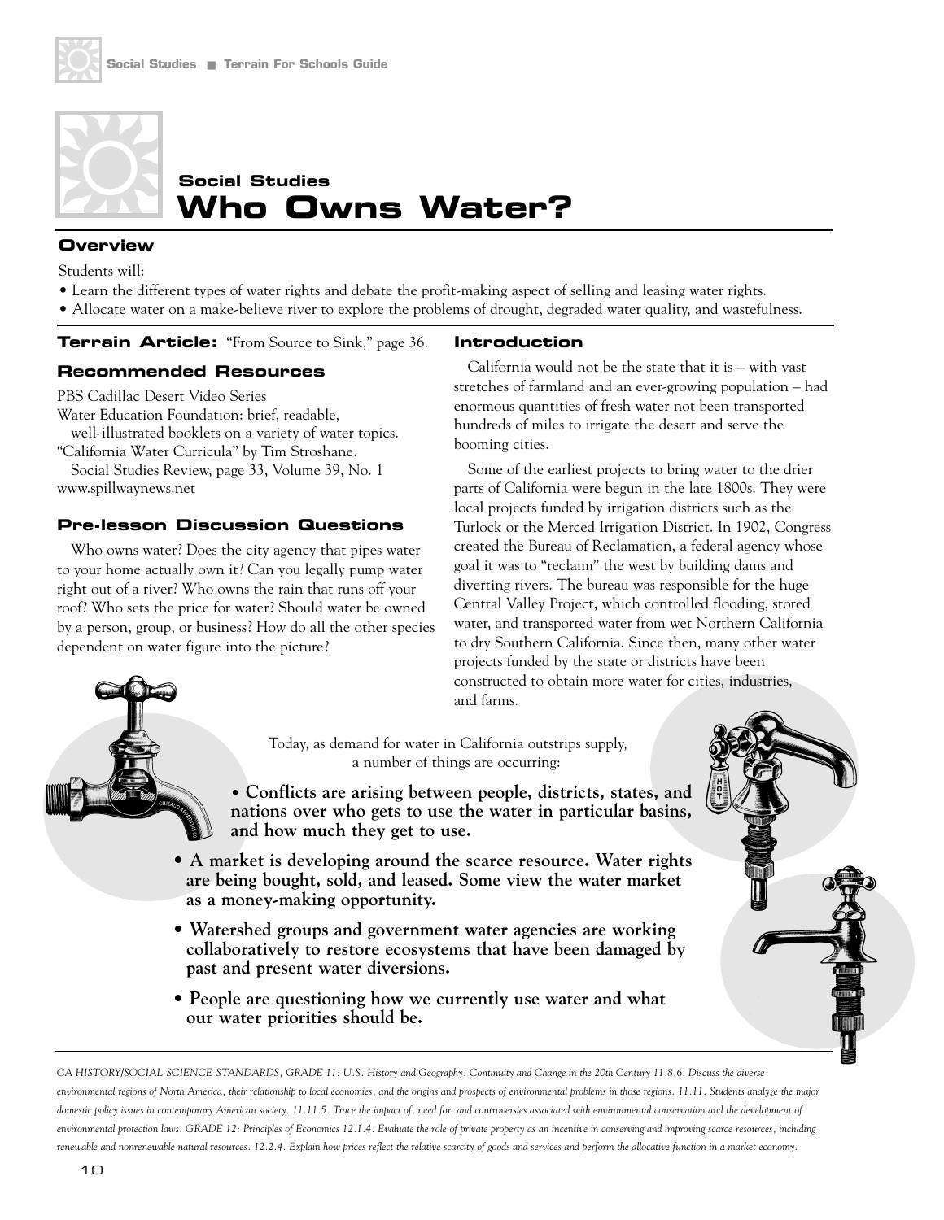## Social Studies

# Who Owns Water?

### Overview

Students will:

- Learn the different types of water rights and debate the profit-making aspect of selling and leasing water rights.
- Allocate water on a make-believe river to explore the problems of drought, degraded water quality, and wastefulness.

**Terrain Article:** "From Source to Sink," page 36.

### Recommended Resources

PBS Cadillac Desert Video Series
Water Education Foundation: brief, readable, well-illustrated booklets on a variety of water topics.
"California Water Curricula" by Tim Stroshane.
Social Studies Review, page 33, Volume 39, No. 1
www.spillwaynews.net

### Pre-lesson Discussion Questions

Who owns water? Does the city agency that pipes water to your home actually own it? Can you legally pump water right out of a river? Who owns the rain that runs off your roof? Who sets the price for water? Should water be owned by a person, group, or business? How do all the other species dependent on water figure into the picture?

### Introduction

California would not be the state that it is – with vast stretches of farmland and an ever-growing population – had enormous quantities of fresh water not been transported hundreds of miles to irrigate the desert and serve the booming cities.

Some of the earliest projects to bring water to the drier parts of California were begun in the late 1800s. They were local projects funded by irrigation districts such as the Turlock or the Merced Irrigation District. In 1902, Congress created the Bureau of Reclamation, a federal agency whose goal it was to "reclaim" the west by building dams and diverting rivers. The bureau was responsible for the huge Central Valley Project, which controlled flooding, stored water, and transported water from wet Northern California to dry Southern California. Since then, many other water projects funded by the state or districts have been constructed to obtain more water for cities, industries, and farms.

Today, as demand for water in California outstrips supply, a number of things are occurring:

- **Conflicts are arising between people, districts, states, and nations over who gets to use the water in particular basins, and how much they get to use.**
- **A market is developing around the scarce resource. Water rights are being bought, sold, and leased. Some view the water market as a money-making opportunity.**
- **Watershed groups and government water agencies are working collaboratively to restore ecosystems that have been damaged by past and present water diversions.**
- **People are questioning how we currently use water and what our water priorities should be.**

*CA HISTORY/SOCIAL SCIENCE STANDARDS, GRADE 11: U.S. History and Geography: Continuity and Change in the 20th Century 11.8.6. Discuss the diverse environmental regions of North America, their relationship to local economies, and the origins and prospects of environmental problems in those regions. 11.11. Students analyze the major domestic policy issues in contemporary American society. 11.11.5. Trace the impact of, need for, and controversies associated with environmental conservation and the development of environmental protection laws. GRADE 12: Principles of Economics 12.1.4. Evaluate the role of private property as an incentive in conserving and improving scarce resources, including renewable and nonrenewable natural resources. 12.2.4. Explain how prices reflect the relative scarcity of goods and services and perform the allocative function in a market economy.*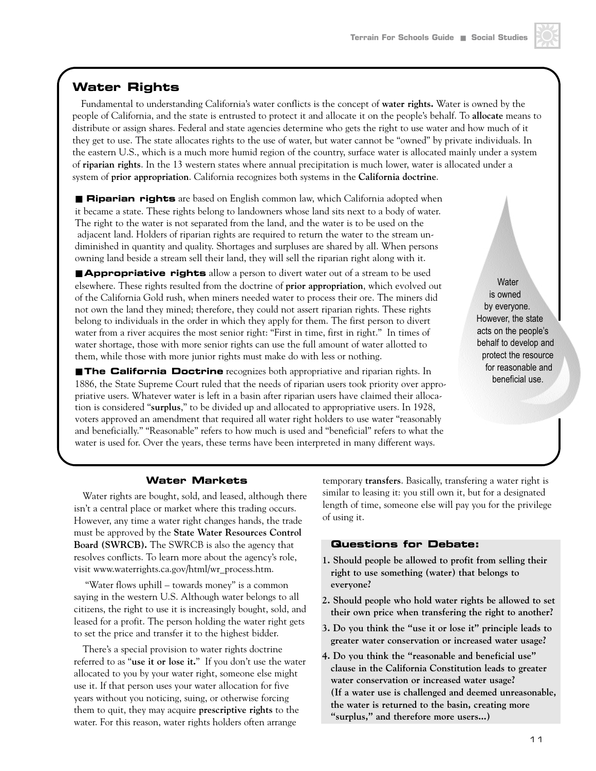## Water Rights

Fundamental to understanding California's water conflicts is the concept of **water rights.** Water is owned by the people of California, and the state is entrusted to protect it and allocate it on the people's behalf. To **allocate** means to distribute or assign shares. Federal and state agencies determine who gets the right to use water and how much of it they get to use. The state allocates rights to the use of water, but water cannot be "owned" by private individuals. In the eastern U.S., which is a much more humid region of the country, surface water is allocated mainly under a system of **riparian rights**. In the 13 western states where annual precipitation is much lower, water is allocated under a system of **prior appropriation**. California recognizes both systems in the **California doctrine**.

- **Riparian rights** are based on English common law, which California adopted when it became a state. These rights belong to landowners whose land sits next to a body of water. The right to the water is not separated from the land, and the water is to be used on the adjacent land. Holders of riparian rights are required to return the water to the stream undiminished in quantity and quality. Shortages and surpluses are shared by all. When persons owning land beside a stream sell their land, they will sell the riparian right along with it.

- **Appropriative rights** allow a person to divert water out of a stream to be used elsewhere. These rights resulted from the doctrine of **prior appropriation**, which evolved out of the California Gold rush, when miners needed water to process their ore. The miners did not own the land they mined; therefore, they could not assert riparian rights. These rights belong to individuals in the order in which they apply for them. The first person to divert water from a river acquires the most senior right: "First in time, first in right." In times of water shortage, those with more senior rights can use the full amount of water allotted to them, while those with more junior rights must make do with less or nothing.

- **The California Doctrine** recognizes both appropriative and riparian rights. In 1886, the State Supreme Court ruled that the needs of riparian users took priority over appropriative users. Whatever water is left in a basin after riparian users have claimed their allocation is considered "**surplus**," to be divided up and allocated to appropriative users. In 1928, voters approved an amendment that required all water right holders to use water "reasonably and beneficially." "Reasonable" refers to how much is used and "beneficial" refers to what the water is used for. Over the years, these terms have been interpreted in many different ways.

Water is owned by everyone. However, the state acts on the people's behalf to develop and protect the resource for reasonable and beneficial use.

### Water Markets

Water rights are bought, sold, and leased, although there isn't a central place or market where this trading occurs. However, any time a water right changes hands, the trade must be approved by the **State Water Resources Control Board (SWRCB).** The SWRCB is also the agency that resolves conflicts. To learn more about the agency's role, visit www.waterrights.ca.gov/html/wr_process.htm.

"Water flows uphill – towards money" is a common saying in the western U.S. Although water belongs to all citizens, the right to use it is increasingly bought, sold, and leased for a profit. The person holding the water right gets to set the price and transfer it to the highest bidder.

There's a special provision to water rights doctrine referred to as "**use it or lose it.**" If you don't use the water allocated to you by your water right, someone else might use it. If that person uses your water allocation for five years without you noticing, suing, or otherwise forcing them to quit, they may acquire **prescriptive rights** to the water. For this reason, water rights holders often arrange temporary **transfers**. Basically, transfering a water right is similar to leasing it: you still own it, but for a designated length of time, someone else will pay you for the privilege of using it.

### Questions for Debate:

1. **Should people be allowed to profit from selling their right to use something (water) that belongs to everyone?**
2. **Should people who hold water rights be allowed to set their own price when transfering the right to another?**
3. **Do you think the "use it or lose it" principle leads to greater water conservation or increased water usage?**
4. **Do you think the "reasonable and beneficial use" clause in the California Constitution leads to greater water conservation or increased water usage? (If a water use is challenged and deemed unreasonable, the water is returned to the basin, creating more "surplus," and therefore more users...)**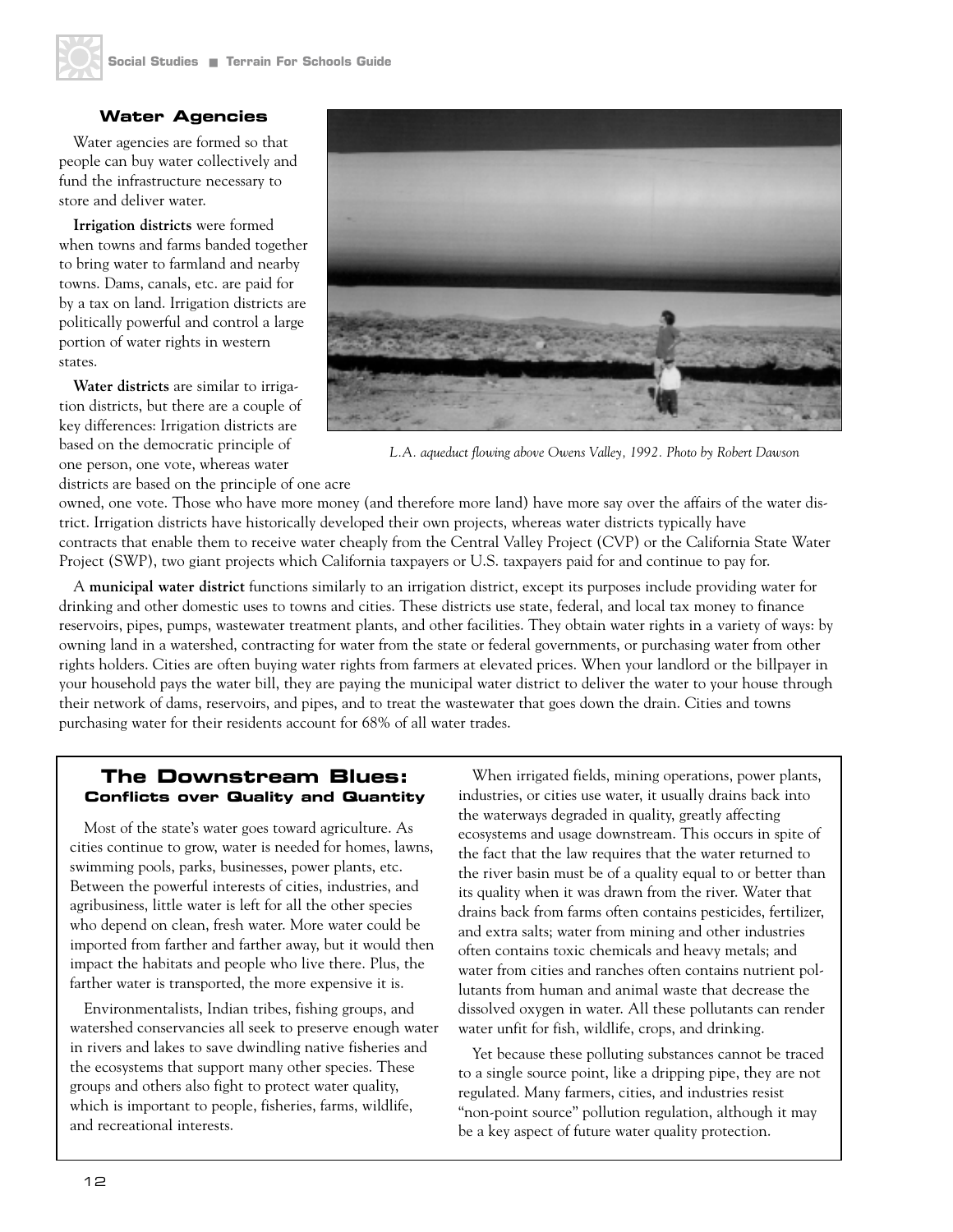## Water Agencies

Water agencies are formed so that people can buy water collectively and fund the infrastructure necessary to store and deliver water.

**Irrigation districts** were formed when towns and farms banded together to bring water to farmland and nearby towns. Dams, canals, etc. are paid for by a tax on land. Irrigation districts are politically powerful and control a large portion of water rights in western states.

**Water districts** are similar to irrigation districts, but there are a couple of key differences: Irrigation districts are based on the democratic principle of one person, one vote, whereas water districts are based on the principle of one acre owned, one vote. Those who have more money (and therefore more land) have more say over the affairs of the water district. Irrigation districts have historically developed their own projects, whereas water districts typically have contracts that enable them to receive water cheaply from the Central Valley Project (CVP) or the California State Water Project (SWP), two giant projects which California taxpayers or U.S. taxpayers paid for and continue to pay for.

*L.A. aqueduct flowing above Owens Valley, 1992. Photo by Robert Dawson*

A **municipal water district** functions similarly to an irrigation district, except its purposes include providing water for drinking and other domestic uses to towns and cities. These districts use state, federal, and local tax money to finance reservoirs, pipes, pumps, wastewater treatment plants, and other facilities. They obtain water rights in a variety of ways: by owning land in a watershed, contracting for water from the state or federal governments, or purchasing water from other rights holders. Cities are often buying water rights from farmers at elevated prices. When your landlord or the billpayer in your household pays the water bill, they are paying the municipal water district to deliver the water to your house through their network of dams, reservoirs, and pipes, and to treat the wastewater that goes down the drain. Cities and towns purchasing water for their residents account for 68% of all water trades.

## The Downstream Blues:
### Conflicts over Quality and Quantity

Most of the state's water goes toward agriculture. As cities continue to grow, water is needed for homes, lawns, swimming pools, parks, businesses, power plants, etc. Between the powerful interests of cities, industries, and agribusiness, little water is left for all the other species who depend on clean, fresh water. More water could be imported from farther and farther away, but it would then impact the habitats and people who live there. Plus, the farther water is transported, the more expensive it is.

Environmentalists, Indian tribes, fishing groups, and watershed conservancies all seek to preserve enough water in rivers and lakes to save dwindling native fisheries and the ecosystems that support many other species. These groups and others also fight to protect water quality, which is important to people, fisheries, farms, wildlife, and recreational interests.

When irrigated fields, mining operations, power plants, industries, or cities use water, it usually drains back into the waterways degraded in quality, greatly affecting ecosystems and usage downstream. This occurs in spite of the fact that the law requires that the water returned to the river basin must be of a quality equal to or better than its quality when it was drawn from the river. Water that drains back from farms often contains pesticides, fertilizer, and extra salts; water from mining and other industries often contains toxic chemicals and heavy metals; and water from cities and ranches often contains nutrient pollutants from human and animal waste that decrease the dissolved oxygen in water. All these pollutants can render water unfit for fish, wildlife, crops, and drinking.

Yet because these polluting substances cannot be traced to a single source point, like a dripping pipe, they are not regulated. Many farmers, cities, and industries resist "non-point source" pollution regulation, although it may be a key aspect of future water quality protection.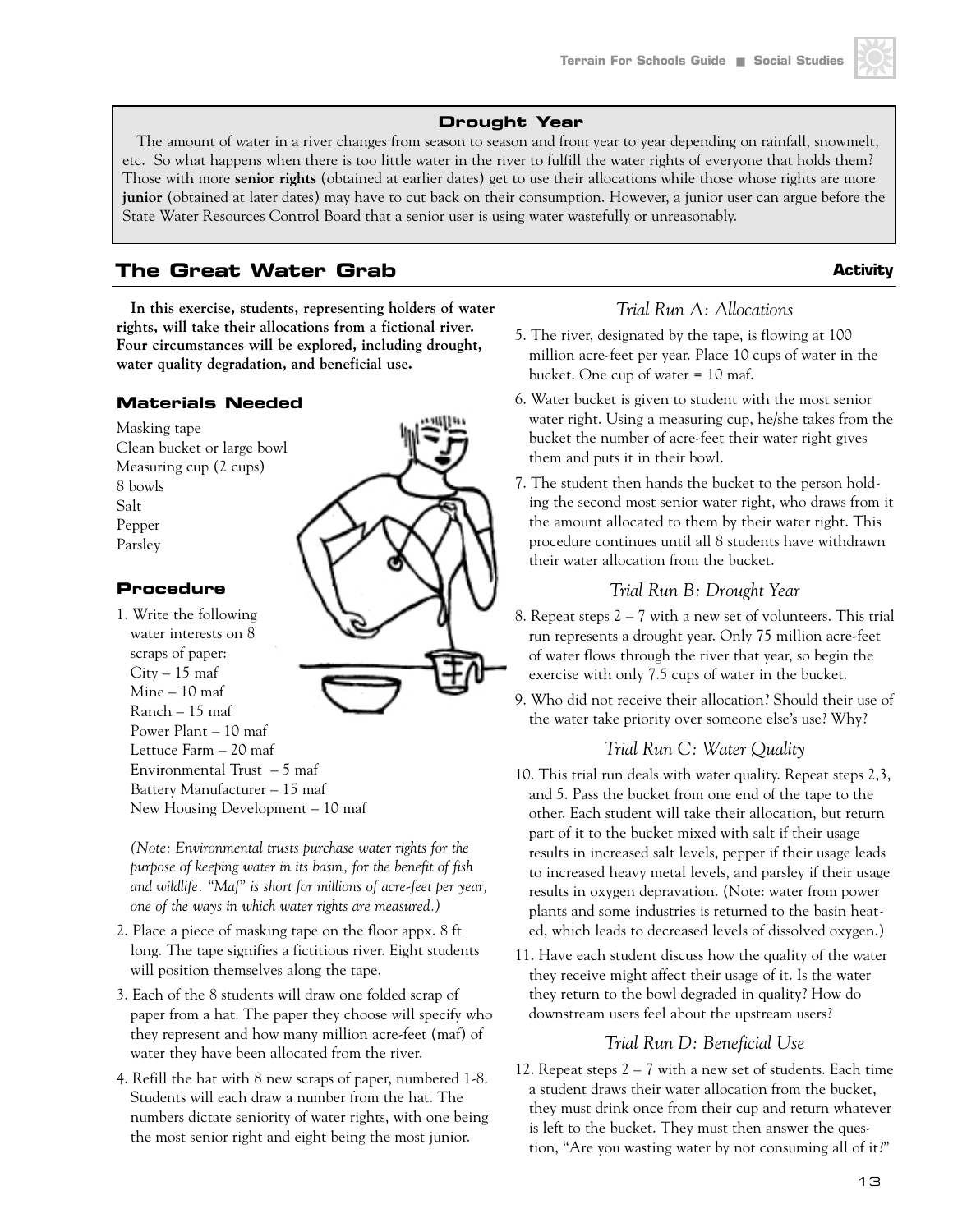### Drought Year

The amount of water in a river changes from season to season and from year to year depending on rainfall, snowmelt, etc. So what happens when there is too little water in the river to fulfill the water rights of everyone that holds them? Those with more **senior rights** (obtained at earlier dates) get to use their allocations while those whose rights are more **junior** (obtained at later dates) may have to cut back on their consumption. However, a junior user can argue before the State Water Resources Control Board that a senior user is using water wastefully or unreasonably.

## The Great Water Grab

**Activity**

**In this exercise, students, representing holders of water rights, will take their allocations from a fictional river. Four circumstances will be explored, including drought, water quality degradation, and beneficial use.**

### Materials Needed

Masking tape
Clean bucket or large bowl
Measuring cup (2 cups)
8 bowls
Salt
Pepper
Parsley

### Procedure

1. Write the following water interests on 8 scraps of paper:
   City – 15 maf
   Mine – 10 maf
   Ranch – 15 maf
   Power Plant – 10 maf
   Lettuce Farm – 20 maf
   Environmental Trust – 5 maf
   Battery Manufacturer – 15 maf
   New Housing Development – 10 maf

   *(Note: Environmental trusts purchase water rights for the purpose of keeping water in its basin, for the benefit of fish and wildlife. "Maf" is short for millions of acre-feet per year, one of the ways in which water rights are measured.)*

2. Place a piece of masking tape on the floor appx. 8 ft long. The tape signifies a fictitious river. Eight students will position themselves along the tape.
3. Each of the 8 students will draw one folded scrap of paper from a hat. The paper they choose will specify who they represent and how many million acre-feet (maf) of water they have been allocated from the river.
4. Refill the hat with 8 new scraps of paper, numbered 1-8. Students will each draw a number from the hat. The numbers dictate seniority of water rights, with one being the most senior right and eight being the most junior.

*Trial Run A: Allocations*

5. The river, designated by the tape, is flowing at 100 million acre-feet per year. Place 10 cups of water in the bucket. One cup of water = 10 maf.
6. Water bucket is given to student with the most senior water right. Using a measuring cup, he/she takes from the bucket the number of acre-feet their water right gives them and puts it in their bowl.
7. The student then hands the bucket to the person holding the second most senior water right, who draws from it the amount allocated to them by their water right. This procedure continues until all 8 students have withdrawn their water allocation from the bucket.

*Trial Run B: Drought Year*

8. Repeat steps 2 – 7 with a new set of volunteers. This trial run represents a drought year. Only 75 million acre-feet of water flows through the river that year, so begin the exercise with only 7.5 cups of water in the bucket.
9. Who did not receive their allocation? Should their use of the water take priority over someone else's use? Why?

*Trial Run C: Water Quality*

10. This trial run deals with water quality. Repeat steps 2,3, and 5. Pass the bucket from one end of the tape to the other. Each student will take their allocation, but return part of it to the bucket mixed with salt if their usage results in increased salt levels, pepper if their usage leads to increased heavy metal levels, and parsley if their usage results in oxygen depravation. (Note: water from power plants and some industries is returned to the basin heated, which leads to decreased levels of dissolved oxygen.)
11. Have each student discuss how the quality of the water they receive might affect their usage of it. Is the water they return to the bowl degraded in quality? How do downstream users feel about the upstream users?

*Trial Run D: Beneficial Use*

12. Repeat steps 2 – 7 with a new set of students. Each time a student draws their water allocation from the bucket, they must drink once from their cup and return whatever is left to the bucket. They must then answer the question, "Are you wasting water by not consuming all of it?"